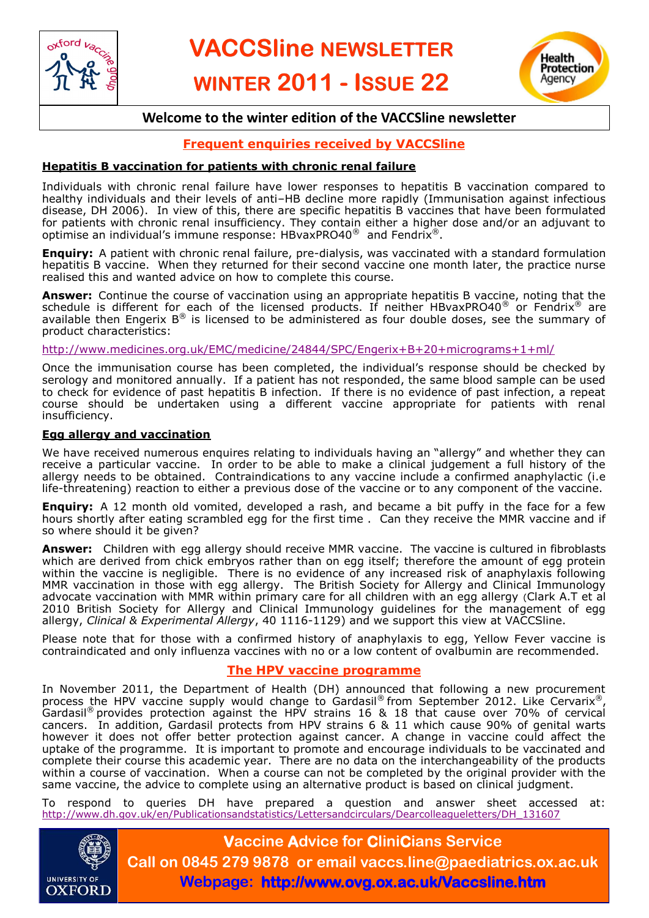# VACCSline NEWSLETTER

## WINTER 2011 - ISSUE 22

**Welcome to the winter edition of the VACCSline newsletter**

## Frequent enquiries received by VACCSline

### Hepatitis B vaccination for patients with chronic renal failure

Individuals with chronic renal failure have lower responses to hepatitis B vaccination compared to healthy individuals and their levels of anti–HB decline more rapidly (Immunisation against infectious disease, DH 2006). In view of this, there are specific hepatitis B vaccines that have been formulated for patients with chronic renal insufficiency. They contain either a higher dose and/or an adjuvant to optimise an individual's immune response: HBvaxPRO40® and Fendrix®.

**Enquiry:** A patient with chronic renal failure, pre-dialysis, was vaccinated with a standard formulation hepatitis B vaccine. When they returned for their second vaccine one month later, the practice nurse realised this and wanted advice on how to complete this course.

**Answer:** Continue the course of vaccination using an appropriate hepatitis B vaccine, noting that the schedule is different for each of the licensed products. If neither HBvaxPRO40® or Fendrix® are available then Engerix B® is licensed to be administered as four double doses, see the summary of product characteristics:

http://www.medicines.org.uk/EMC/medicine/24844/SPC/Engerix+B+20+micrograms+1+ml/

Once the immunisation course has been completed, the individual's response should be checked by serology and monitored annually. If a patient has not responded, the same blood sample can be used to check for evidence of past hepatitis B infection. If there is no evidence of past infection, a repeat course should be undertaken using a different vaccine appropriate for patients with renal insufficiency.

### Egg allergy and vaccination

We have received numerous enquires relating to individuals having an "allergy" and whether they can receive a particular vaccine. In order to be able to make a clinical judgement a full history of the allergy needs to be obtained. Contraindications to any vaccine include a confirmed anaphylactic (i.e life-threatening) reaction to either a previous dose of the vaccine or to any component of the vaccine.

**Enquiry:** A 12 month old vomited, developed a rash, and became a bit puffy in the face for a few hours shortly after eating scrambled egg for the first time . Can they receive the MMR vaccine and if so where should it be given?

**Answer:** Children with egg allergy should receive MMR vaccine. The vaccine is cultured in fibroblasts which are derived from chick embryos rather than on egg itself; therefore the amount of egg protein within the vaccine is negligible. There is no evidence of any increased risk of anaphylaxis following MMR vaccination in those with egg allergy. The British Society for Allergy and Clinical Immunology advocate vaccination with MMR within primary care for all children with an egg allergy (Clark A.T et al 2010 British Society for Allergy and Clinical Immunology guidelines for the management of egg allergy, *Clinical & Experimental Allergy*, 40 1116-1129) and we support this view at VACCSline.

Please note that for those with a confirmed history of anaphylaxis to egg, Yellow Fever vaccine is contraindicated and only influenza vaccines with no or a low content of ovalbumin are recommended.

## The HPV vaccine programme

In November 2011, the Department of Health (DH) announced that following a new procurement process the HPV vaccine supply would change to Gardasil® from September 2012. Like Cervarix®, Gardasil® provides protection against the HPV strains 16 & 18 that cause over 70% of cervical cancers. In addition, Gardasil protects from HPV strains 6 & 11 which cause 90% of genital warts however it does not offer better protection against cancer. A change in vaccine could affect the uptake of the programme. It is important to promote and encourage individuals to be vaccinated and complete their course this academic year. There are no data on the interchangeability of the products within a course of vaccination. When a course can not be completed by the original provider with the same vaccine, the advice to complete using an alternative product is based on clinical judgment.

To respond to queries DH have prepared a question and answer sheet accessed at: http://www.dh.gov.uk/en/Publicationsandstatistics/Lettersandcirculars/Dearcolleagueletters/DH_131607

**Vaccine Advice for CliniCians Service**
**Call on 0845 279 9878 or email vaccs.line@paediatrics.ox.ac.uk**
**Webpage: http://www.ovg.ox.ac.uk/Vaccsline.htm**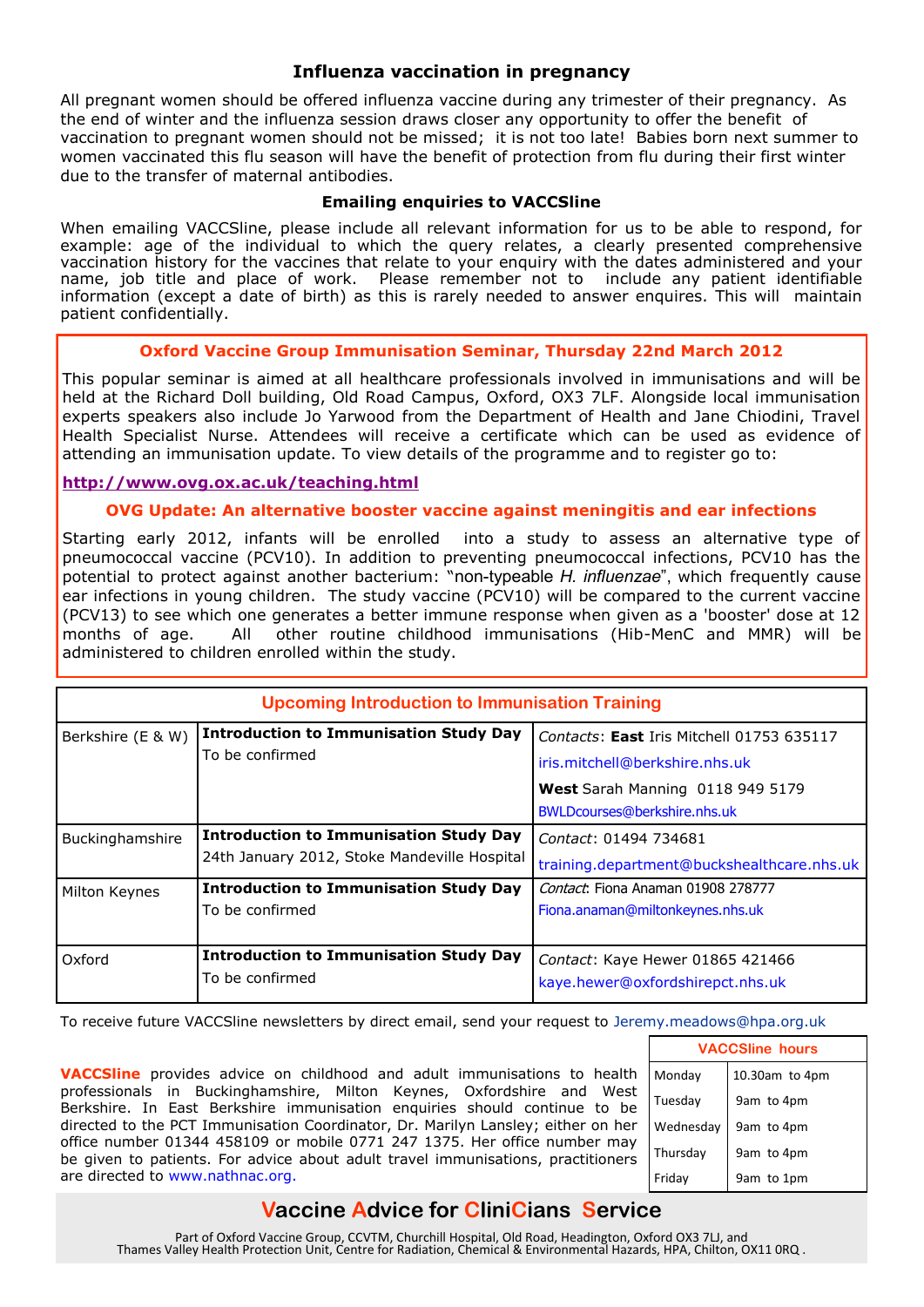## Influenza vaccination in pregnancy

All pregnant women should be offered influenza vaccine during any trimester of their pregnancy. As the end of winter and the influenza session draws closer any opportunity to offer the benefit of vaccination to pregnant women should not be missed; it is not too late! Babies born next summer to women vaccinated this flu season will have the benefit of protection from flu during their first winter due to the transfer of maternal antibodies.

## Emailing enquiries to VACCSline

When emailing VACCSline, please include all relevant information for us to be able to respond, for example: age of the individual to which the query relates, a clearly presented comprehensive vaccination history for the vaccines that relate to your enquiry with the dates administered and your name, job title and place of work. Please remember not to include any patient identifiable information (except a date of birth) as this is rarely needed to answer enquires. This will maintain patient confidentially.

## Oxford Vaccine Group Immunisation Seminar, Thursday 22nd March 2012

This popular seminar is aimed at all healthcare professionals involved in immunisations and will be held at the Richard Doll building, Old Road Campus, Oxford, OX3 7LF. Alongside local immunisation experts speakers also include Jo Yarwood from the Department of Health and Jane Chiodini, Travel Health Specialist Nurse. Attendees will receive a certificate which can be used as evidence of attending an immunisation update. To view details of the programme and to register go to:

**http://www.ovg.ox.ac.uk/teaching.html**

## OVG Update: An alternative booster vaccine against meningitis and ear infections

Starting early 2012, infants will be enrolled into a study to assess an alternative type of pneumococcal vaccine (PCV10). In addition to preventing pneumococcal infections, PCV10 has the potential to protect against another bacterium: "non-typeable *H. influenzae*", which frequently cause ear infections in young children. The study vaccine (PCV10) will be compared to the current vaccine (PCV13) to see which one generates a better immune response when given as a 'booster' dose at 12 months of age. All other routine childhood immunisations (Hib-MenC and MMR) will be administered to children enrolled within the study.

## Upcoming Introduction to Immunisation Training

| | | |
|---|---|---|
| Berkshire (E & W) | **Introduction to Immunisation Study Day**<br>To be confirmed | *Contacts*: **East** Iris Mitchell 01753 635117<br>iris.mitchell@berkshire.nhs.uk<br>**West** Sarah Manning 0118 949 5179<br>BWLDcourses@berkshire.nhs.uk |
| Buckinghamshire | **Introduction to Immunisation Study Day**<br>24th January 2012, Stoke Mandeville Hospital | *Contact*: 01494 734681<br>training.department@buckshealthcare.nhs.uk |
| Milton Keynes | **Introduction to Immunisation Study Day**<br>To be confirmed | *Contact*: Fiona Anaman 01908 278777<br>Fiona.anaman@miltonkeynes.nhs.uk |
| Oxford | **Introduction to Immunisation Study Day**<br>To be confirmed | *Contact*: Kaye Hewer 01865 421466<br>kaye.hewer@oxfordshirepct.nhs.uk |

To receive future VACCSline newsletters by direct email, send your request to Jeremy.meadows@hpa.org.uk

**VACCSline** provides advice on childhood and adult immunisations to health professionals in Buckinghamshire, Milton Keynes, Oxfordshire and West Berkshire. In East Berkshire immunisation enquiries should continue to be directed to the PCT Immunisation Coordinator, Dr. Marilyn Lansley; either on her office number 01344 458109 or mobile 0771 247 1375. Her office number may be given to patients. For advice about adult travel immunisations, practitioners are directed to www.nathnac.org.

| VACCSline hours | |
|---|---|
| Monday | 10.30am to 4pm |
| Tuesday | 9am to 4pm |
| Wednesday | 9am to 4pm |
| Thursday | 9am to 4pm |
| Friday | 9am to 1pm |

## Vaccine Advice for CliniCians Service

Part of Oxford Vaccine Group, CCVTM, Churchill Hospital, Old Road, Headington, Oxford OX3 7LJ, and Thames Valley Health Protection Unit, Centre for Radiation, Chemical & Environmental Hazards, HPA, Chilton, OX11 0RQ .